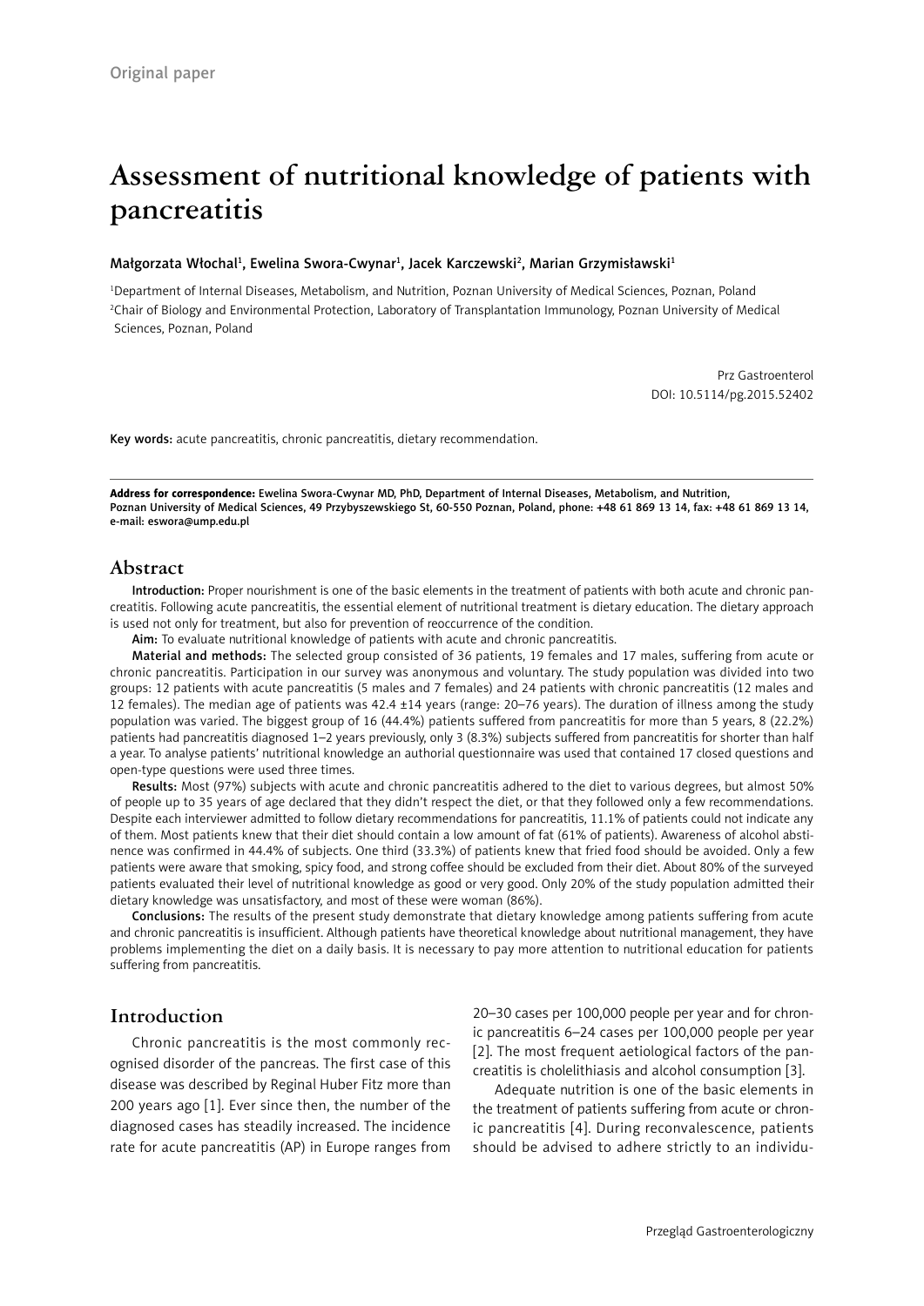Original paper

# Assessment of nutritional knowledge of patients with pancreatitis

Małgorzata Włochal[1], Ewelina Swora-Cwynar[1], Jacek Karczewski[2], Marian Grzymisławski[1]

[1]Department of Internal Diseases, Metabolism, and Nutrition, Poznan University of Medical Sciences, Poznan, Poland
[2]Chair of Biology and Environmental Protection, Laboratory of Transplantation Immunology, Poznan University of Medical Sciences, Poznan, Poland

Prz Gastroenterol
DOI: 10.5114/pg.2015.52402

**Key words:** acute pancreatitis, chronic pancreatitis, dietary recommendation.

**Address for correspondence:** Ewelina Swora-Cwynar MD, PhD, Department of Internal Diseases, Metabolism, and Nutrition, Poznan University of Medical Sciences, 49 Przybyszewskiego St, 60-550 Poznan, Poland, phone: +48 61 869 13 14, fax: +48 61 869 13 14, e-mail: eswora@ump.edu.pl

## Abstract

**Introduction:** Proper nourishment is one of the basic elements in the treatment of patients with both acute and chronic pancreatitis. Following acute pancreatitis, the essential element of nutritional treatment is dietary education. The dietary approach is used not only for treatment, but also for prevention of reoccurrence of the condition.

**Aim:** To evaluate nutritional knowledge of patients with acute and chronic pancreatitis.

**Material and methods:** The selected group consisted of 36 patients, 19 females and 17 males, suffering from acute or chronic pancreatitis. Participation in our survey was anonymous and voluntary. The study population was divided into two groups: 12 patients with acute pancreatitis (5 males and 7 females) and 24 patients with chronic pancreatitis (12 males and 12 females). The median age of patients was 42.4 ±14 years (range: 20–76 years). The duration of illness among the study population was varied. The biggest group of 16 (44.4%) patients suffered from pancreatitis for more than 5 years, 8 (22.2%) patients had pancreatitis diagnosed 1–2 years previously, only 3 (8.3%) subjects suffered from pancreatitis for shorter than half a year. To analyse patients' nutritional knowledge an authorial questionnaire was used that contained 17 closed questions and open-type questions were used three times.

**Results:** Most (97%) subjects with acute and chronic pancreatitis adhered to the diet to various degrees, but almost 50% of people up to 35 years of age declared that they didn't respect the diet, or that they followed only a few recommendations. Despite each interviewer admitted to follow dietary recommendations for pancreatitis, 11.1% of patients could not indicate any of them. Most patients knew that their diet should contain a low amount of fat (61% of patients). Awareness of alcohol abstinence was confirmed in 44.4% of subjects. One third (33.3%) of patients knew that fried food should be avoided. Only a few patients were aware that smoking, spicy food, and strong coffee should be excluded from their diet. About 80% of the surveyed patients evaluated their level of nutritional knowledge as good or very good. Only 20% of the study population admitted their dietary knowledge was unsatisfactory, and most of these were woman (86%).

**Conclusions:** The results of the present study demonstrate that dietary knowledge among patients suffering from acute and chronic pancreatitis is insufficient. Although patients have theoretical knowledge about nutritional management, they have problems implementing the diet on a daily basis. It is necessary to pay more attention to nutritional education for patients suffering from pancreatitis.

## Introduction

Chronic pancreatitis is the most commonly recognised disorder of the pancreas. The first case of this disease was described by Reginal Huber Fitz more than 200 years ago [1]. Ever since then, the number of the diagnosed cases has steadily increased. The incidence rate for acute pancreatitis (AP) in Europe ranges from 20–30 cases per 100,000 people per year and for chronic pancreatitis 6–24 cases per 100,000 people per year [2]. The most frequent aetiological factors of the pancreatitis is cholelithiasis and alcohol consumption [3].

Adequate nutrition is one of the basic elements in the treatment of patients suffering from acute or chronic pancreatitis [4]. During reconvalescence, patients should be advised to adhere strictly to an individu-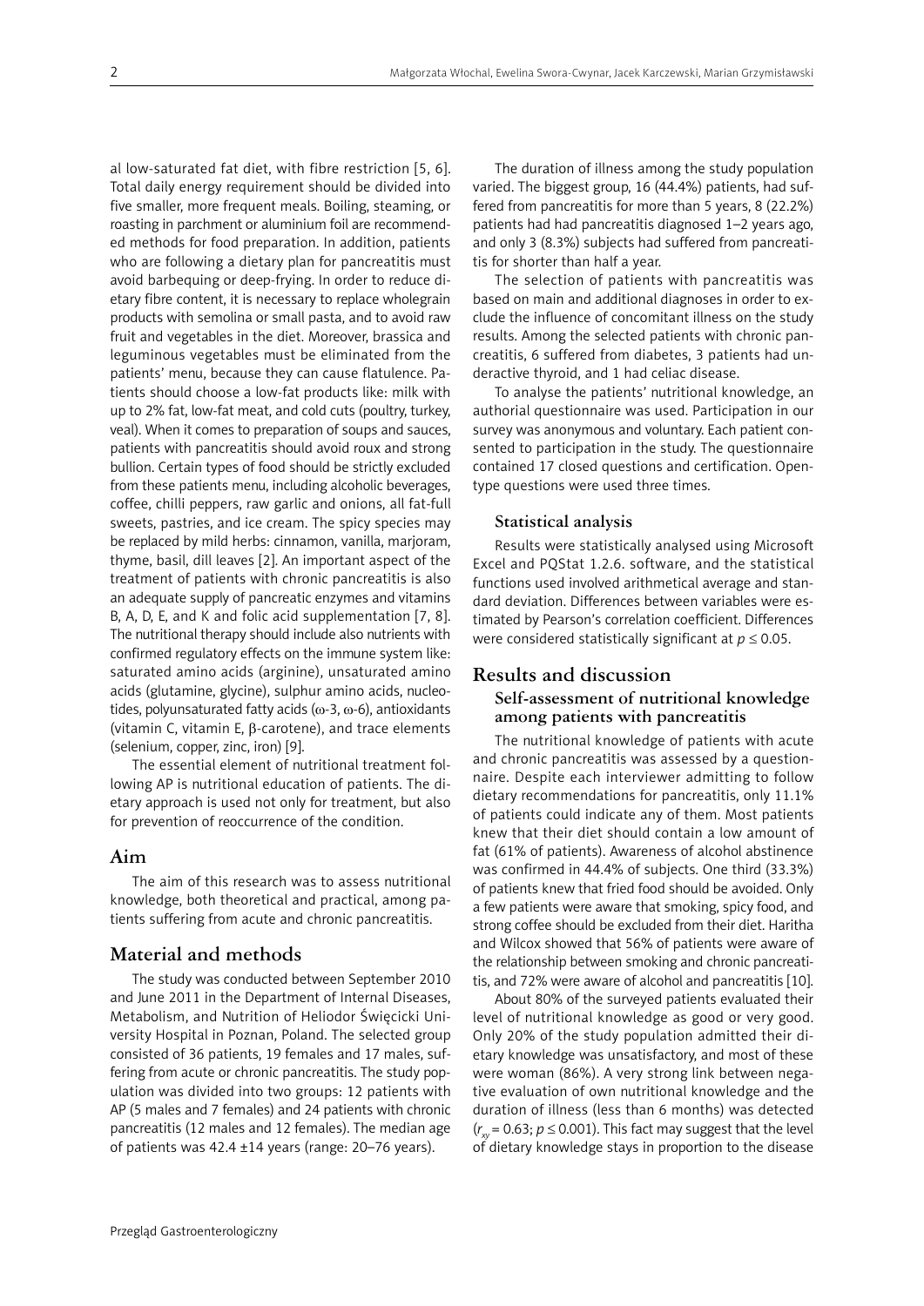al low-saturated fat diet, with fibre restriction [5, 6]. Total daily energy requirement should be divided into five smaller, more frequent meals. Boiling, steaming, or roasting in parchment or aluminium foil are recommended methods for food preparation. In addition, patients who are following a dietary plan for pancreatitis must avoid barbequing or deep-frying. In order to reduce dietary fibre content, it is necessary to replace wholegrain products with semolina or small pasta, and to avoid raw fruit and vegetables in the diet. Moreover, brassica and leguminous vegetables must be eliminated from the patients' menu, because they can cause flatulence. Patients should choose a low-fat products like: milk with up to 2% fat, low-fat meat, and cold cuts (poultry, turkey, veal). When it comes to preparation of soups and sauces, patients with pancreatitis should avoid roux and strong bullion. Certain types of food should be strictly excluded from these patients menu, including alcoholic beverages, coffee, chilli peppers, raw garlic and onions, all fat-full sweets, pastries, and ice cream. The spicy species may be replaced by mild herbs: cinnamon, vanilla, marjoram, thyme, basil, dill leaves [2]. An important aspect of the treatment of patients with chronic pancreatitis is also an adequate supply of pancreatic enzymes and vitamins B, A, D, E, and K and folic acid supplementation [7, 8]. The nutritional therapy should include also nutrients with confirmed regulatory effects on the immune system like: saturated amino acids (arginine), unsaturated amino acids (glutamine, glycine), sulphur amino acids, nucleotides, polyunsaturated fatty acids ($\omega$-3, $\omega$-6), antioxidants (vitamin C, vitamin E, $\beta$-carotene), and trace elements (selenium, copper, zinc, iron) [9].

The essential element of nutritional treatment following AP is nutritional education of patients. The dietary approach is used not only for treatment, but also for prevention of reoccurrence of the condition.

## Aim

The aim of this research was to assess nutritional knowledge, both theoretical and practical, among patients suffering from acute and chronic pancreatitis.

## Material and methods

The study was conducted between September 2010 and June 2011 in the Department of Internal Diseases, Metabolism, and Nutrition of Heliodor Święcicki University Hospital in Poznan, Poland. The selected group consisted of 36 patients, 19 females and 17 males, suffering from acute or chronic pancreatitis. The study population was divided into two groups: 12 patients with AP (5 males and 7 females) and 24 patients with chronic pancreatitis (12 males and 12 females). The median age of patients was 42.4 ±14 years (range: 20–76 years).

The duration of illness among the study population varied. The biggest group, 16 (44.4%) patients, had suffered from pancreatitis for more than 5 years, 8 (22.2%) patients had had pancreatitis diagnosed 1–2 years ago, and only 3 (8.3%) subjects had suffered from pancreatitis for shorter than half a year.

The selection of patients with pancreatitis was based on main and additional diagnoses in order to exclude the influence of concomitant illness on the study results. Among the selected patients with chronic pancreatitis, 6 suffered from diabetes, 3 patients had underactive thyroid, and 1 had celiac disease.

To analyse the patients' nutritional knowledge, an authorial questionnaire was used. Participation in our survey was anonymous and voluntary. Each patient consented to participation in the study. The questionnaire contained 17 closed questions and certification. Open-type questions were used three times.

### Statistical analysis

Results were statistically analysed using Microsoft Excel and PQStat 1.2.6. software, and the statistical functions used involved arithmetical average and standard deviation. Differences between variables were estimated by Pearson's correlation coefficient. Differences were considered statistically significant at $p \leq 0.05$.

## Results and discussion

### Self-assessment of nutritional knowledge among patients with pancreatitis

The nutritional knowledge of patients with acute and chronic pancreatitis was assessed by a questionnaire. Despite each interviewer admitting to follow dietary recommendations for pancreatitis, only 11.1% of patients could indicate any of them. Most patients knew that their diet should contain a low amount of fat (61% of patients). Awareness of alcohol abstinence was confirmed in 44.4% of subjects. One third (33.3%) of patients knew that fried food should be avoided. Only a few patients were aware that smoking, spicy food, and strong coffee should be excluded from their diet. Haritha and Wilcox showed that 56% of patients were aware of the relationship between smoking and chronic pancreatitis, and 72% were aware of alcohol and pancreatitis [10].

About 80% of the surveyed patients evaluated their level of nutritional knowledge as good or very good. Only 20% of the study population admitted their dietary knowledge was unsatisfactory, and most of these were woman (86%). A very strong link between negative evaluation of own nutritional knowledge and the duration of illness (less than 6 months) was detected ($r_{xy} = 0.63$; $p \leq 0.001$). This fact may suggest that the level of dietary knowledge stays in proportion to the disease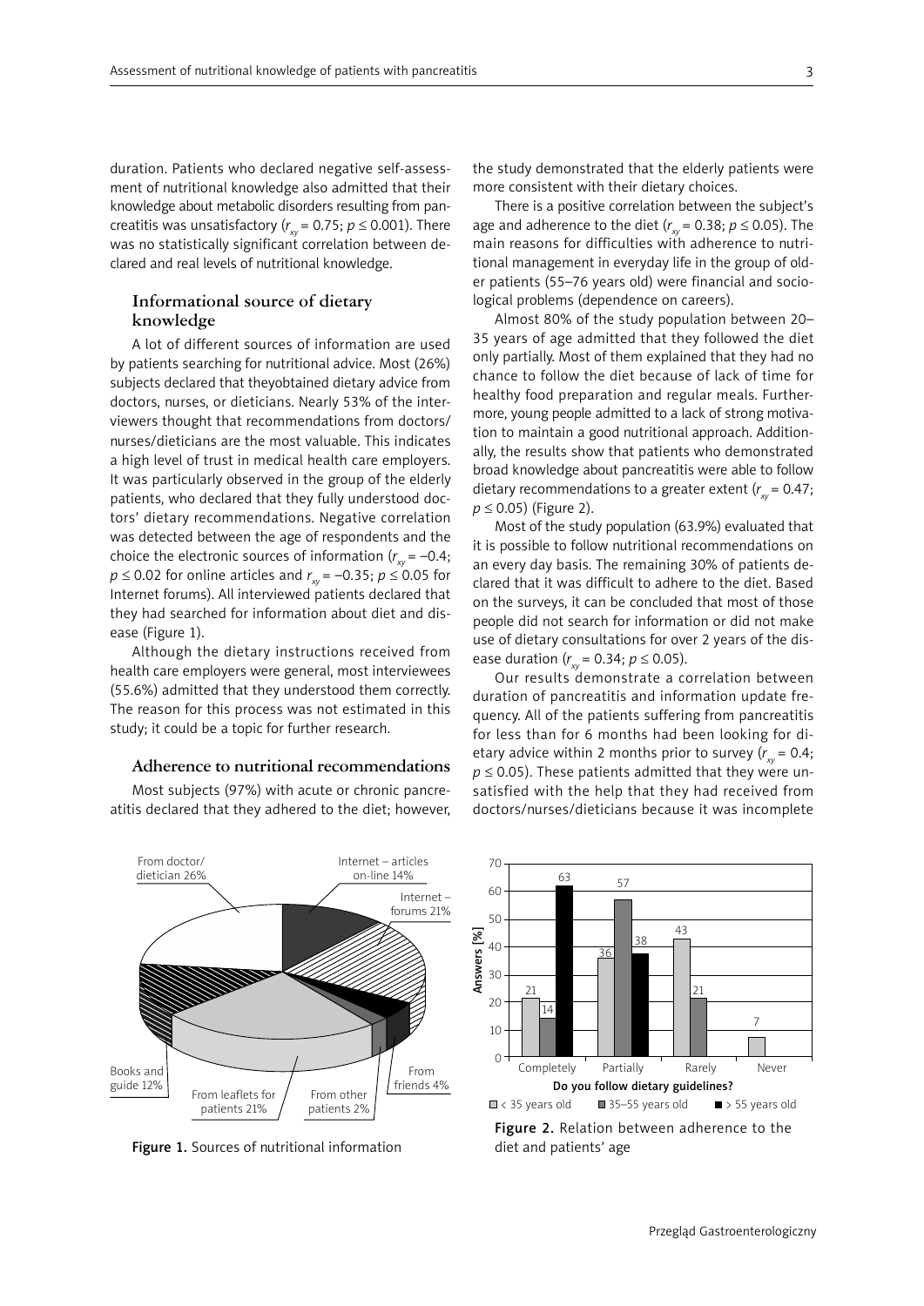duration. Patients who declared negative self-assessment of nutritional knowledge also admitted that their knowledge about metabolic disorders resulting from pancreatitis was unsatisfactory ($r_{xy} = 0.75$; $p \leq 0.001$). There was no statistically significant correlation between declared and real levels of nutritional knowledge.

## Informational source of dietary knowledge

A lot of different sources of information are used by patients searching for nutritional advice. Most (26%) subjects declared that theyobtained dietary advice from doctors, nurses, or dieticians. Nearly 53% of the interviewers thought that recommendations from doctors/nurses/dieticians are the most valuable. This indicates a high level of trust in medical health care employers. It was particularly observed in the group of the elderly patients, who declared that they fully understood doctors' dietary recommendations. Negative correlation was detected between the age of respondents and the choice the electronic sources of information ($r_{xy} = -0.4$; $p \leq 0.02$ for online articles and $r_{xy} = -0.35$; $p \leq 0.05$ for Internet forums). All interviewed patients declared that they had searched for information about diet and disease (Figure 1).

Although the dietary instructions received from health care employers were general, most interviewees (55.6%) admitted that they understood them correctly. The reason for this process was not estimated in this study; it could be a topic for further research.

## Adherence to nutritional recommendations

Most subjects (97%) with acute or chronic pancreatitis declared that they adhered to the diet; however, the study demonstrated that the elderly patients were more consistent with their dietary choices.

There is a positive correlation between the subject's age and adherence to the diet ($r_{xy} = 0.38$; $p \leq 0.05$). The main reasons for difficulties with adherence to nutritional management in everyday life in the group of older patients (55–76 years old) were financial and sociological problems (dependence on careers).

Almost 80% of the study population between 20–35 years of age admitted that they followed the diet only partially. Most of them explained that they had no chance to follow the diet because of lack of time for healthy food preparation and regular meals. Furthermore, young people admitted to a lack of strong motivation to maintain a good nutritional approach. Additionally, the results show that patients who demonstrated broad knowledge about pancreatitis were able to follow dietary recommendations to a greater extent ($r_{xy} = 0.47$; $p \leq 0.05$) (Figure 2).

Most of the study population (63.9%) evaluated that it is possible to follow nutritional recommendations on an every day basis. The remaining 30% of patients declared that it was difficult to adhere to the diet. Based on the surveys, it can be concluded that most of those people did not search for information or did not make use of dietary consultations for over 2 years of the disease duration ($r_{xy} = 0.34$; $p \leq 0.05$).

Our results demonstrate a correlation between duration of pancreatitis and information update frequency. All of the patients suffering from pancreatitis for less than for 6 months had been looking for dietary advice within 2 months prior to survey ($r_{xy} = 0.4$; $p \leq 0.05$). These patients admitted that they were unsatisfied with the help that they had received from doctors/nurses/dieticians because it was incomplete

Figure 1. Sources of nutritional information

Figure 2. Relation between adherence to the diet and patients' age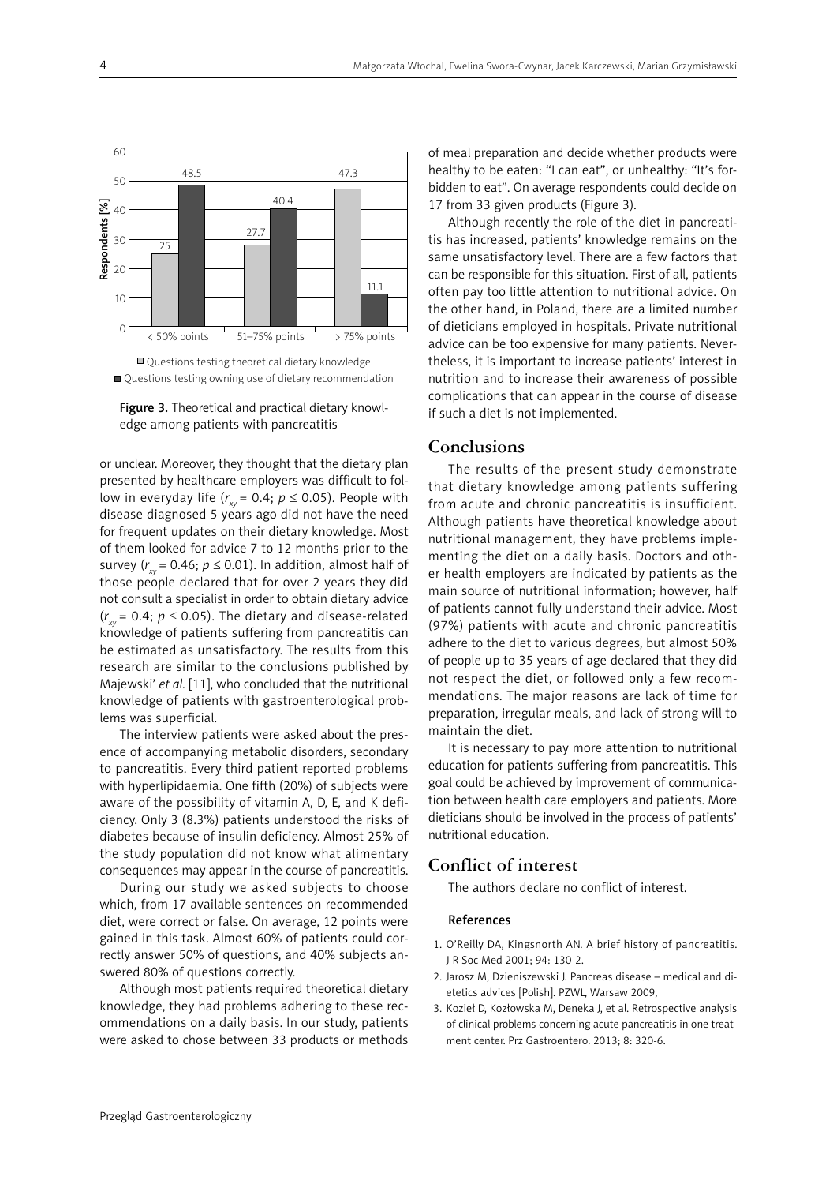60

50

40

30

20

10

0

Respondents [%]

48.5

47.3

40.4

27.7

25

11.1

< 50% points

51–75% points

> 75% points

Questions testing theoretical dietary knowledge

Questions testing owning use of dietary recommendation

**Figure 3.** Theoretical and practical dietary knowledge among patients with pancreatitis

or unclear. Moreover, they thought that the dietary plan presented by healthcare employers was difficult to follow in everyday life ($r_{xy}$ = 0.4; $p \leq 0.05$). People with disease diagnosed 5 years ago did not have the need for frequent updates on their dietary knowledge. Most of them looked for advice 7 to 12 months prior to the survey ($r_{xy}$ = 0.46; $p \leq 0.01$). In addition, almost half of those people declared that for over 2 years they did not consult a specialist in order to obtain dietary advice ($r_{xy}$ = 0.4; $p \leq 0.05$). The dietary and disease-related knowledge of patients suffering from pancreatitis can be estimated as unsatisfactory. The results from this research are similar to the conclusions published by Majewski' *et al.* [11], who concluded that the nutritional knowledge of patients with gastroenterological problems was superficial.

The interview patients were asked about the presence of accompanying metabolic disorders, secondary to pancreatitis. Every third patient reported problems with hyperlipidaemia. One fifth (20%) of subjects were aware of the possibility of vitamin A, D, E, and K deficiency. Only 3 (8.3%) patients understood the risks of diabetes because of insulin deficiency. Almost 25% of the study population did not know what alimentary consequences may appear in the course of pancreatitis.

During our study we asked subjects to choose which, from 17 available sentences on recommended diet, were correct or false. On average, 12 points were gained in this task. Almost 60% of patients could correctly answer 50% of questions, and 40% subjects answered 80% of questions correctly.

Although most patients required theoretical dietary knowledge, they had problems adhering to these recommendations on a daily basis. In our study, patients were asked to chose between 33 products or methods of meal preparation and decide whether products were healthy to be eaten: "I can eat", or unhealthy: "It's forbidden to eat". On average respondents could decide on 17 from 33 given products (Figure 3).

Although recently the role of the diet in pancreatitis has increased, patients' knowledge remains on the same unsatisfactory level. There are a few factors that can be responsible for this situation. First of all, patients often pay too little attention to nutritional advice. On the other hand, in Poland, there are a limited number of dieticians employed in hospitals. Private nutritional advice can be too expensive for many patients. Nevertheless, it is important to increase patients' interest in nutrition and to increase their awareness of possible complications that can appear in the course of disease if such a diet is not implemented.

## Conclusions

The results of the present study demonstrate that dietary knowledge among patients suffering from acute and chronic pancreatitis is insufficient. Although patients have theoretical knowledge about nutritional management, they have problems implementing the diet on a daily basis. Doctors and other health employers are indicated by patients as the main source of nutritional information; however, half of patients cannot fully understand their advice. Most (97%) patients with acute and chronic pancreatitis adhere to the diet to various degrees, but almost 50% of people up to 35 years of age declared that they did not respect the diet, or followed only a few recommendations. The major reasons are lack of time for preparation, irregular meals, and lack of strong will to maintain the diet.

It is necessary to pay more attention to nutritional education for patients suffering from pancreatitis. This goal could be achieved by improvement of communication between health care employers and patients. More dieticians should be involved in the process of patients' nutritional education.

## Conflict of interest

The authors declare no conflict of interest.

### References

1. O'Reilly DA, Kingsnorth AN. A brief history of pancreatitis. J R Soc Med 2001; 94: 130-2.
2. Jarosz M, Dzieniszewski J. Pancreas disease – medical and dietetics advices [Polish]. PZWL, Warsaw 2009,
3. Kozieł D, Kozłowska M, Deneka J, et al. Retrospective analysis of clinical problems concerning acute pancreatitis in one treatment center. Prz Gastroenterol 2013; 8: 320-6.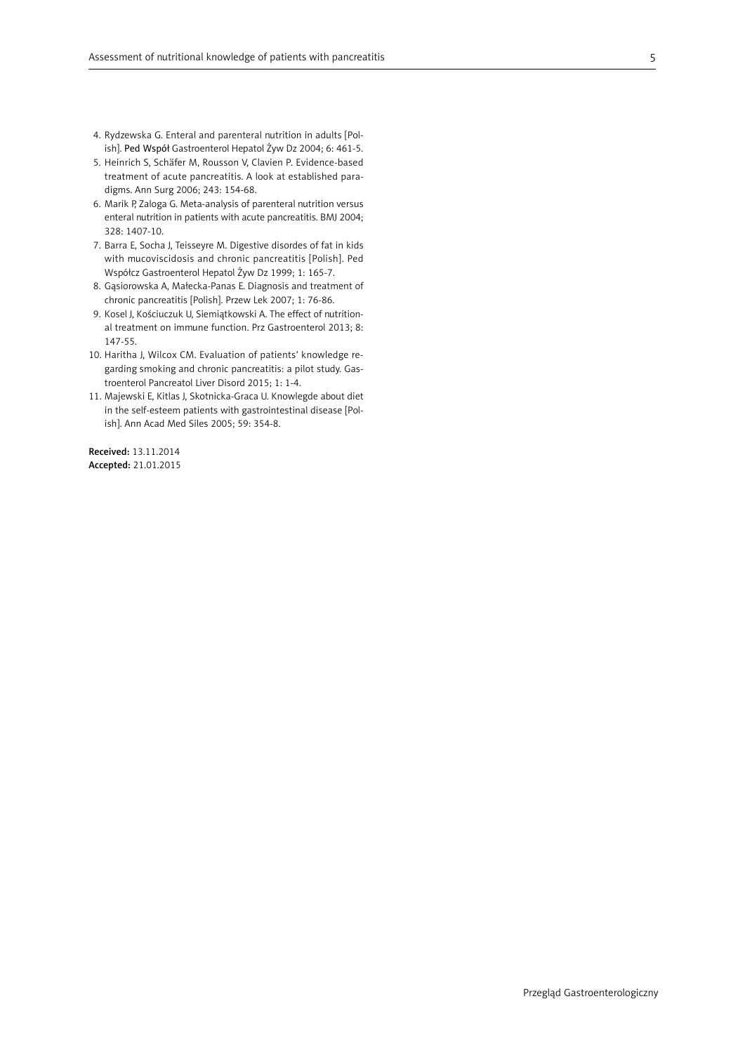4. Rydzewska G. Enteral and parenteral nutrition in adults [Polish]. **Ped Współ** Gastroenterol Hepatol Żyw Dz 2004; 6: 461-5.
5. Heinrich S, Schäfer M, Rousson V, Clavien P. Evidence-based treatment of acute pancreatitis. A look at established paradigms. Ann Surg 2006; 243: 154-68.
6. Marik P, Zaloga G. Meta-analysis of parenteral nutrition versus enteral nutrition in patients with acute pancreatitis. BMJ 2004; 328: 1407-10.
7. Barra E, Socha J, Teisseyre M. Digestive disordes of fat in kids with mucoviscidosis and chronic pancreatitis [Polish]. Ped Współcz Gastroenterol Hepatol Żyw Dz 1999; 1: 165-7.
8. Gąsiorowska A, Małecka-Panas E. Diagnosis and treatment of chronic pancreatitis [Polish]. Przew Lek 2007; 1: 76-86.
9. Kosel J, Kościuczuk U, Siemiątkowski A. The effect of nutritional treatment on immune function. Prz Gastroenterol 2013; 8: 147-55.
10. Haritha J, Wilcox CM. Evaluation of patients' knowledge regarding smoking and chronic pancreatitis: a pilot study. Gastroenterol Pancreatol Liver Disord 2015; 1: 1-4.
11. Majewski E, Kitlas J, Skotnicka-Graca U. Knowlegde about diet in the self-esteem patients with gastrointestinal disease [Polish]. Ann Acad Med Siles 2005; 59: 354-8.

**Received:** 13.11.2014
**Accepted:** 21.01.2015